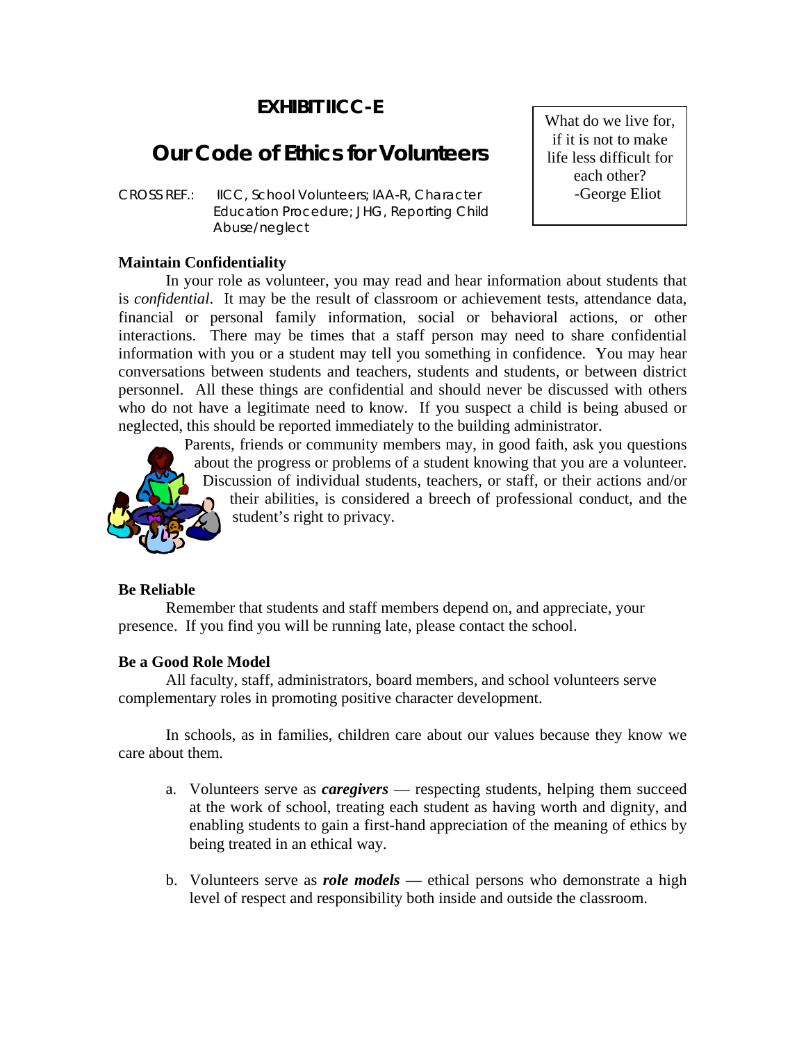# EXHIBIT IICC-E

## Our Code of Ethics for Volunteers

> What do we live for, if it is not to make life less difficult for each other?
> -George Eliot

CROSS REF.: IICC, School Volunteers; IAA-R, Character Education Procedure; JHG, Reporting Child Abuse/neglect

**Maintain Confidentiality**

In your role as volunteer, you may read and hear information about students that is *confidential*. It may be the result of classroom or achievement tests, attendance data, financial or personal family information, social or behavioral actions, or other interactions. There may be times that a staff person may need to share confidential information with you or a student may tell you something in confidence. You may hear conversations between students and teachers, students and students, or between district personnel. All these things are confidential and should never be discussed with others who do not have a legitimate need to know. If you suspect a child is being abused or neglected, this should be reported immediately to the building administrator.

Parents, friends or community members may, in good faith, ask you questions about the progress or problems of a student knowing that you are a volunteer. Discussion of individual students, teachers, or staff, or their actions and/or their abilities, is considered a breech of professional conduct, and the student's right to privacy.

**Be Reliable**

Remember that students and staff members depend on, and appreciate, your presence. If you find you will be running late, please contact the school.

**Be a Good Role Model**

All faculty, staff, administrators, board members, and school volunteers serve complementary roles in promoting positive character development.

In schools, as in families, children care about our values because they know we care about them.

a. Volunteers serve as ***caregivers*** — respecting students, helping them succeed at the work of school, treating each student as having worth and dignity, and enabling students to gain a first-hand appreciation of the meaning of ethics by being treated in an ethical way.

b. Volunteers serve as ***role models*** **—** ethical persons who demonstrate a high level of respect and responsibility both inside and outside the classroom.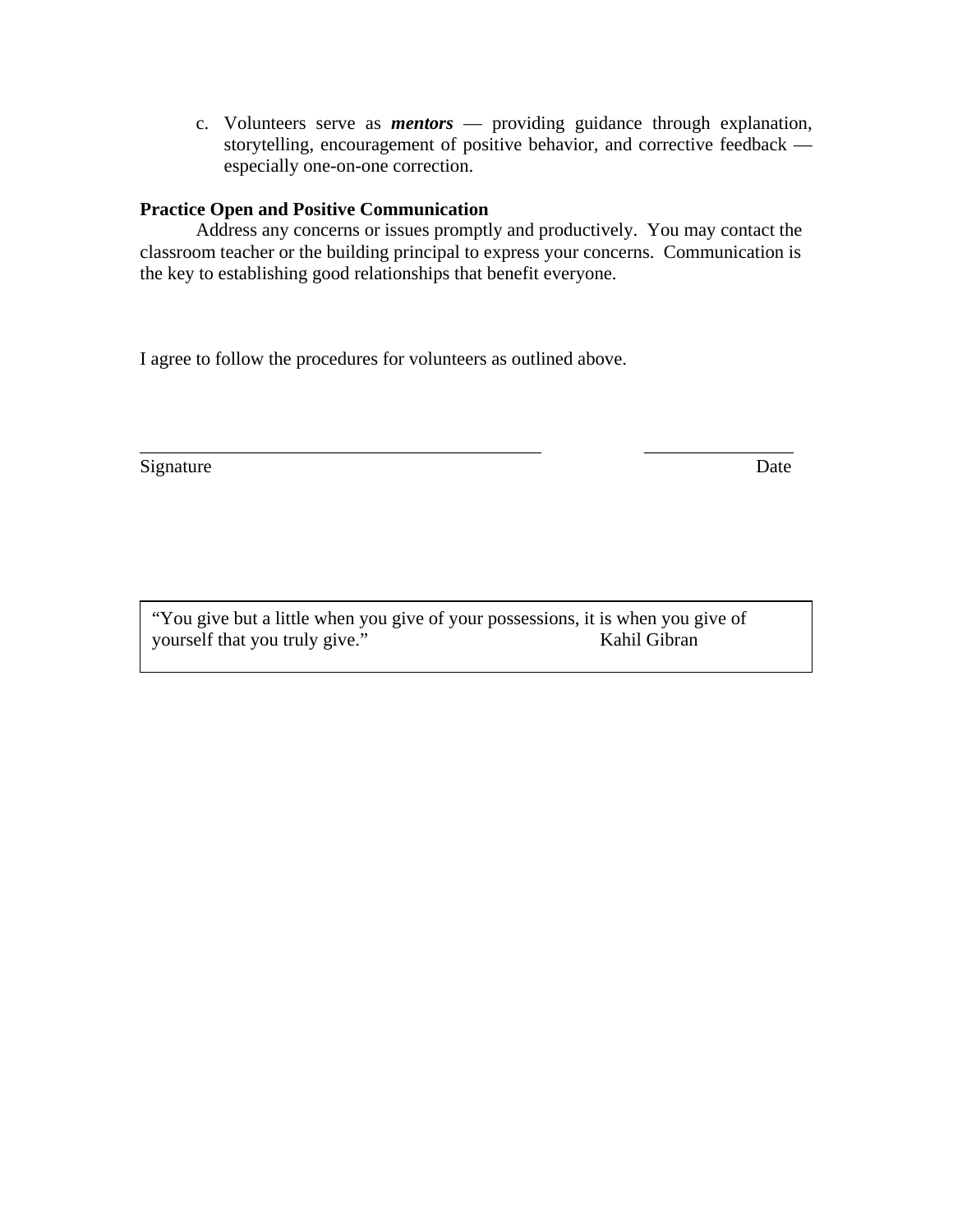c. Volunteers serve as ***mentors*** — providing guidance through explanation, storytelling, encouragement of positive behavior, and corrective feedback — especially one-on-one correction.

**Practice Open and Positive Communication**

Address any concerns or issues promptly and productively. You may contact the classroom teacher or the building principal to express your concerns. Communication is the key to establishing good relationships that benefit everyone.

I agree to follow the procedures for volunteers as outlined above.

_____________________________________________ ________________

Signature Date

> "You give but a little when you give of your possessions, it is when you give of yourself that you truly give." Kahil Gibran